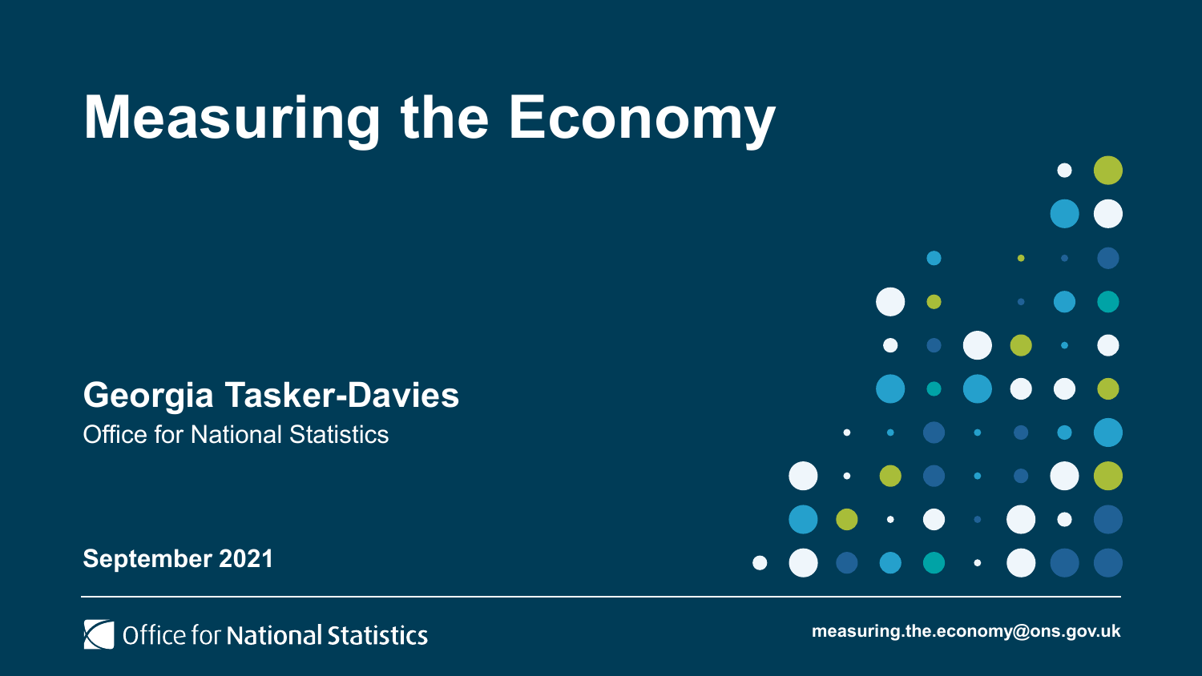# Measuring the Economy

**Georgia Tasker-Davies**

Office for National Statistics

**September 2021**

Office for National Statistics

**measuring.the.economy@ons.gov.uk**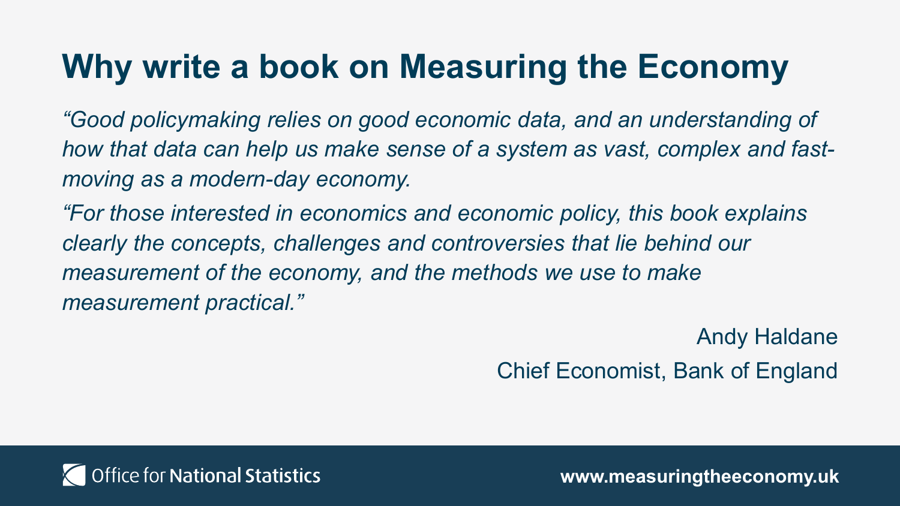# Why write a book on Measuring the Economy

*"Good policymaking relies on good economic data, and an understanding of how that data can help us make sense of a system as vast, complex and fast-moving as a modern-day economy.*

*"For those interested in economics and economic policy, this book explains clearly the concepts, challenges and controversies that lie behind our measurement of the economy, and the methods we use to make measurement practical."*

Andy Haldane

Chief Economist, Bank of England

Office for National Statistics

**www.measuringtheeconomy.uk**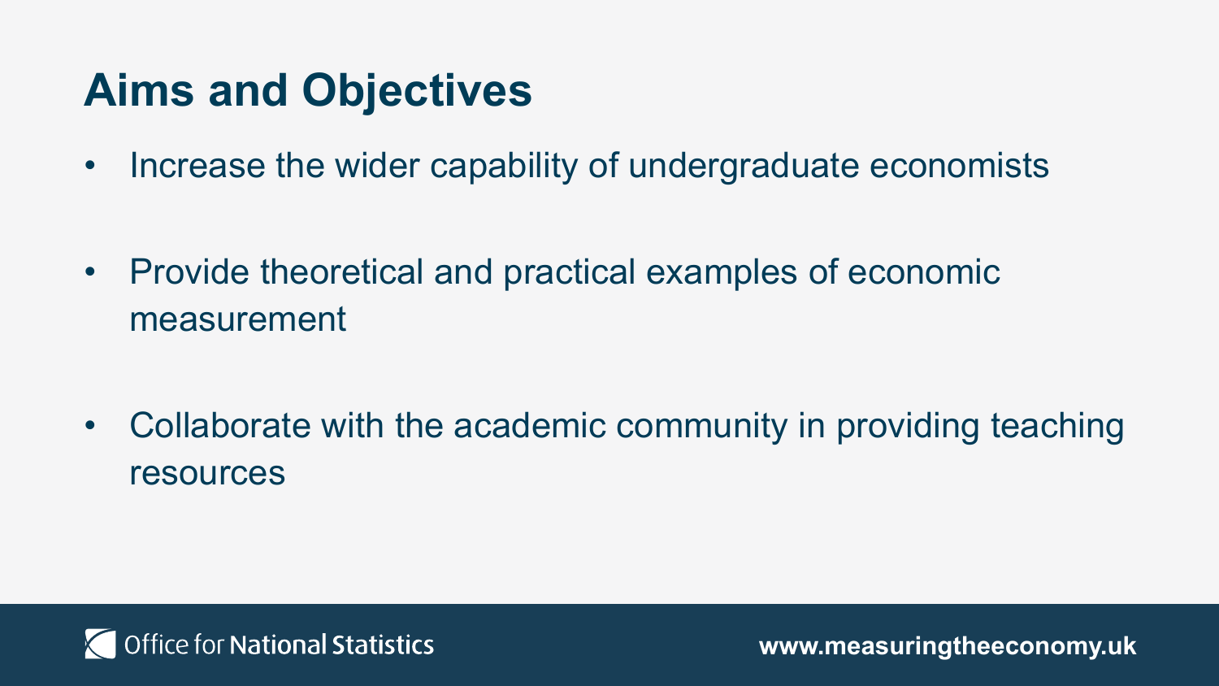# Aims and Objectives

- Increase the wider capability of undergraduate economists
- Provide theoretical and practical examples of economic measurement
- Collaborate with the academic community in providing teaching resources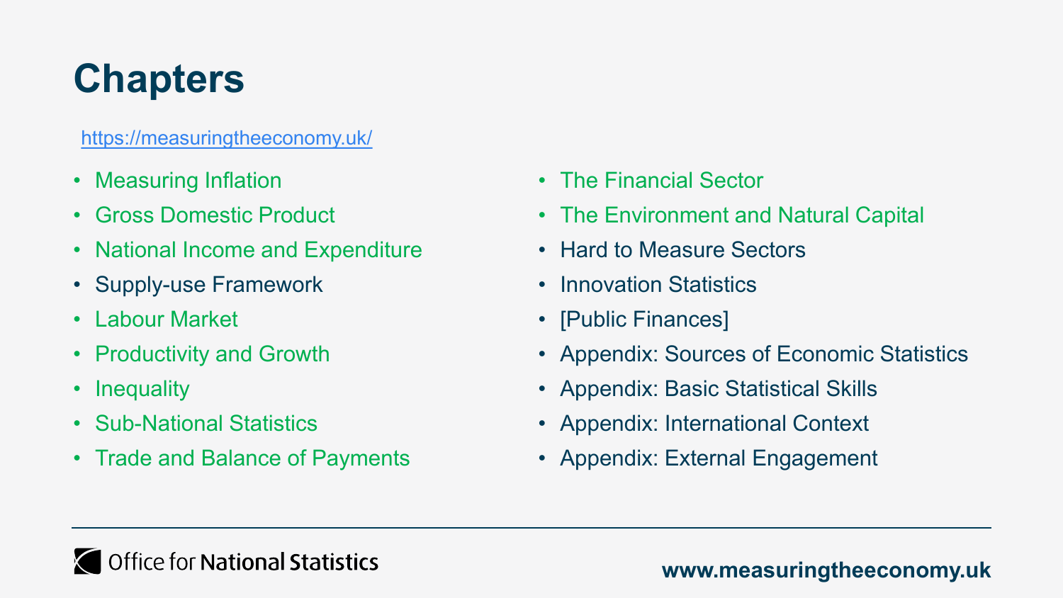# Chapters

https://measuringtheeconomy.uk/

- Measuring Inflation
- Gross Domestic Product
- National Income and Expenditure
- Supply-use Framework
- Labour Market
- Productivity and Growth
- Inequality
- Sub-National Statistics
- Trade and Balance of Payments
- The Financial Sector
- The Environment and Natural Capital
- Hard to Measure Sectors
- Innovation Statistics
- [Public Finances]
- Appendix: Sources of Economic Statistics
- Appendix: Basic Statistical Skills
- Appendix: International Context
- Appendix: External Engagement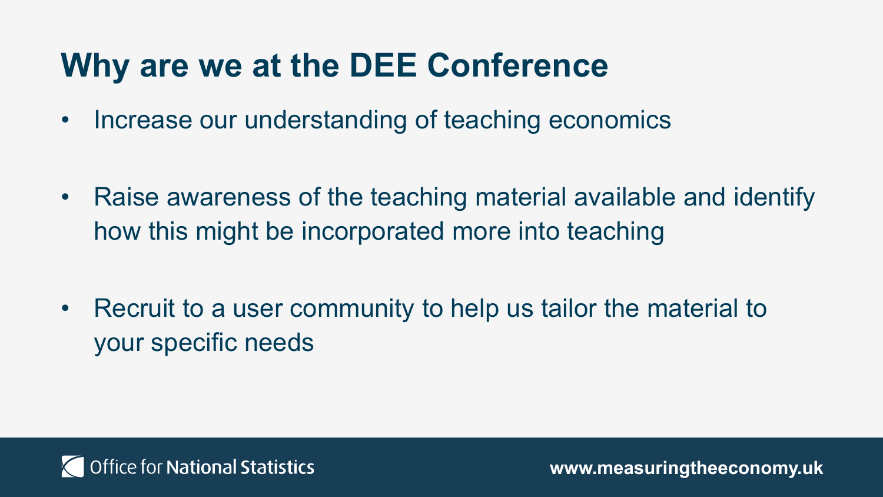# Why are we at the DEE Conference

- Increase our understanding of teaching economics
- Raise awareness of the teaching material available and identify how this might be incorporated more into teaching
- Recruit to a user community to help us tailor the material to your specific needs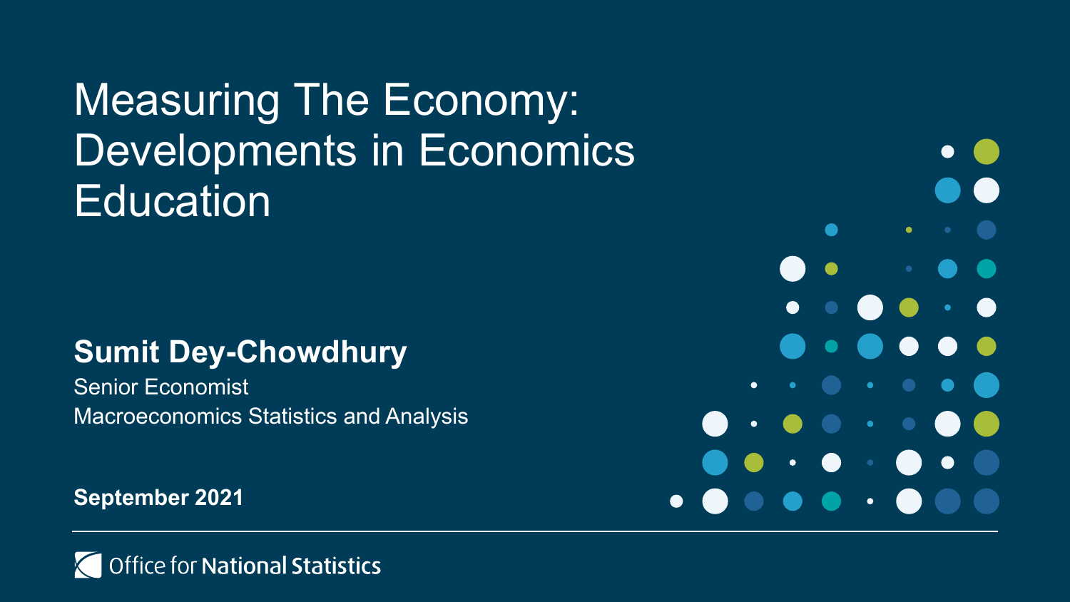# Measuring The Economy: Developments in Economics Education

**Sumit Dey-Chowdhury**

Senior Economist

Macroeconomics Statistics and Analysis

**September 2021**

Office for National Statistics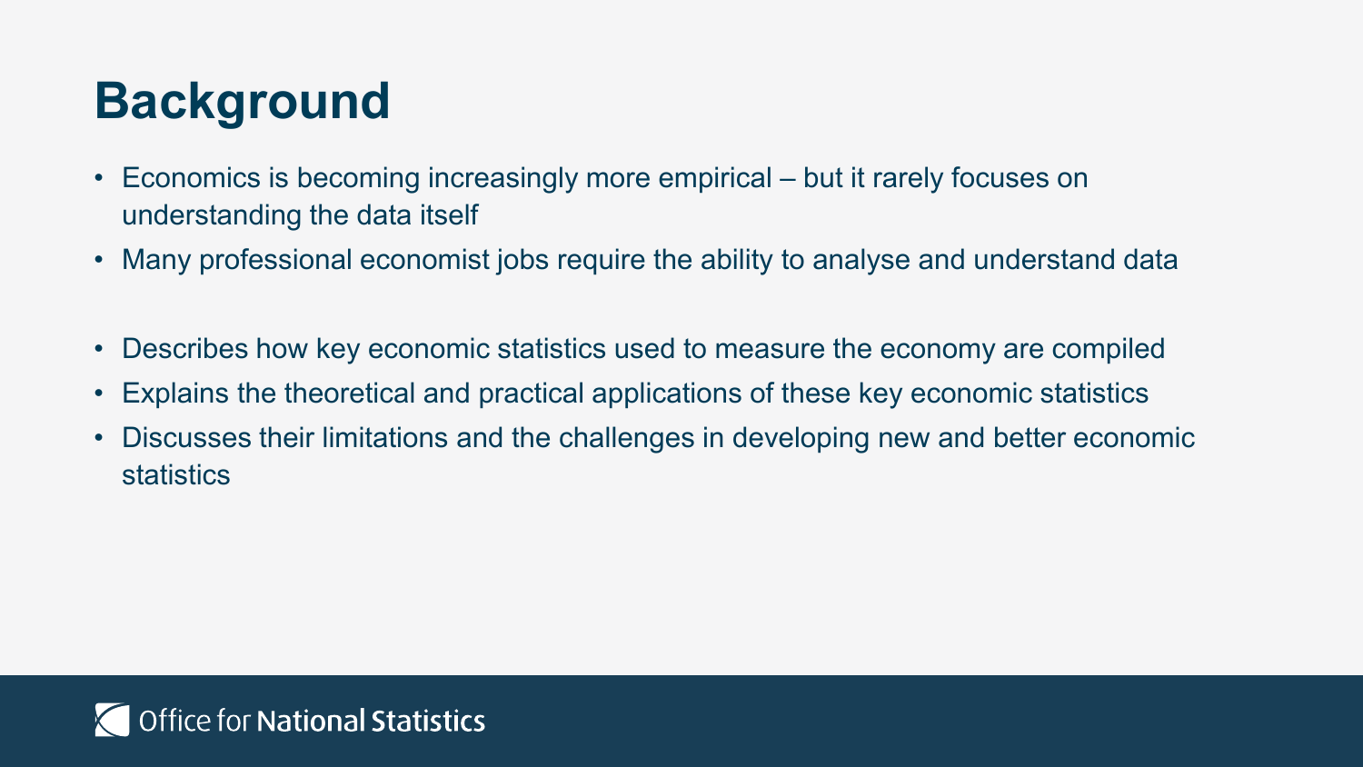# Background

- Economics is becoming increasingly more empirical – but it rarely focuses on understanding the data itself
- Many professional economist jobs require the ability to analyse and understand data

- Describes how key economic statistics used to measure the economy are compiled
- Explains the theoretical and practical applications of these key economic statistics
- Discusses their limitations and the challenges in developing new and better economic statistics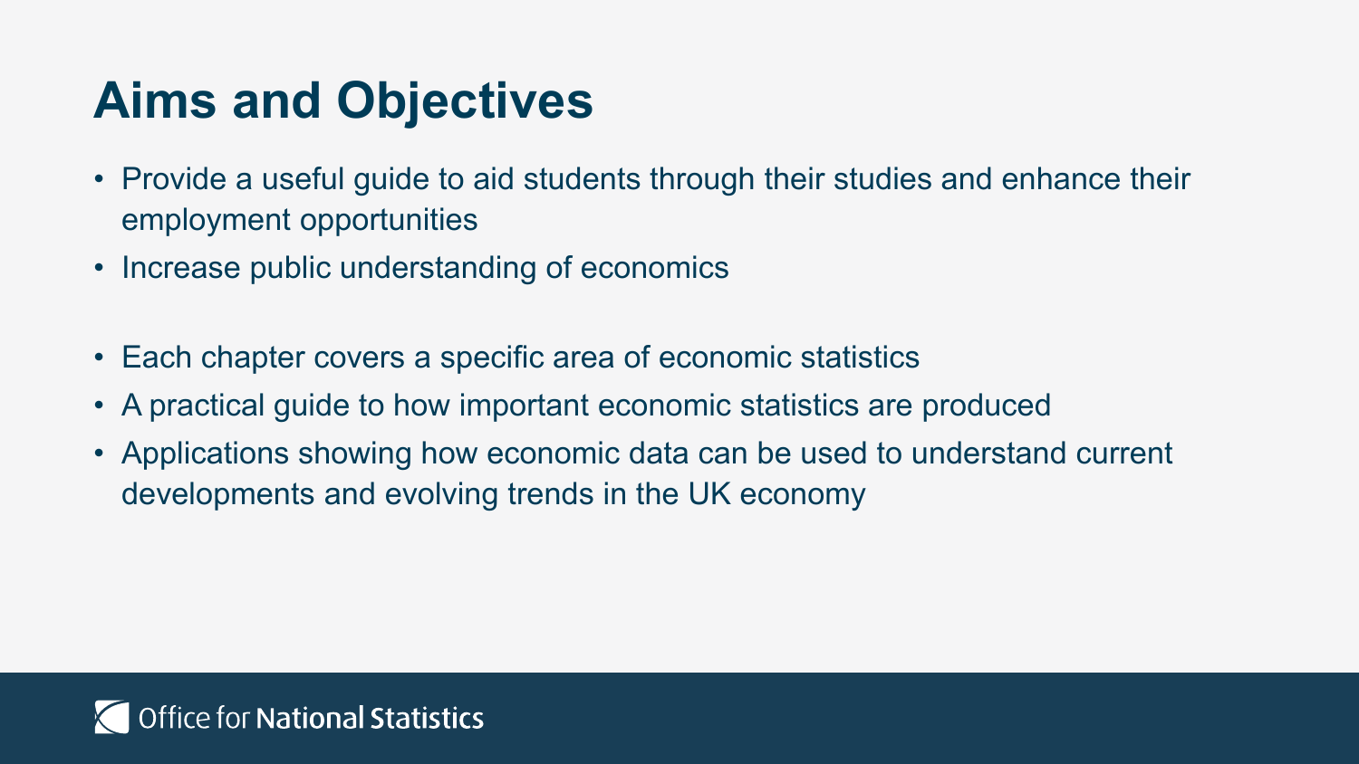# Aims and Objectives

- Provide a useful guide to aid students through their studies and enhance their employment opportunities
- Increase public understanding of economics

- Each chapter covers a specific area of economic statistics
- A practical guide to how important economic statistics are produced
- Applications showing how economic data can be used to understand current developments and evolving trends in the UK economy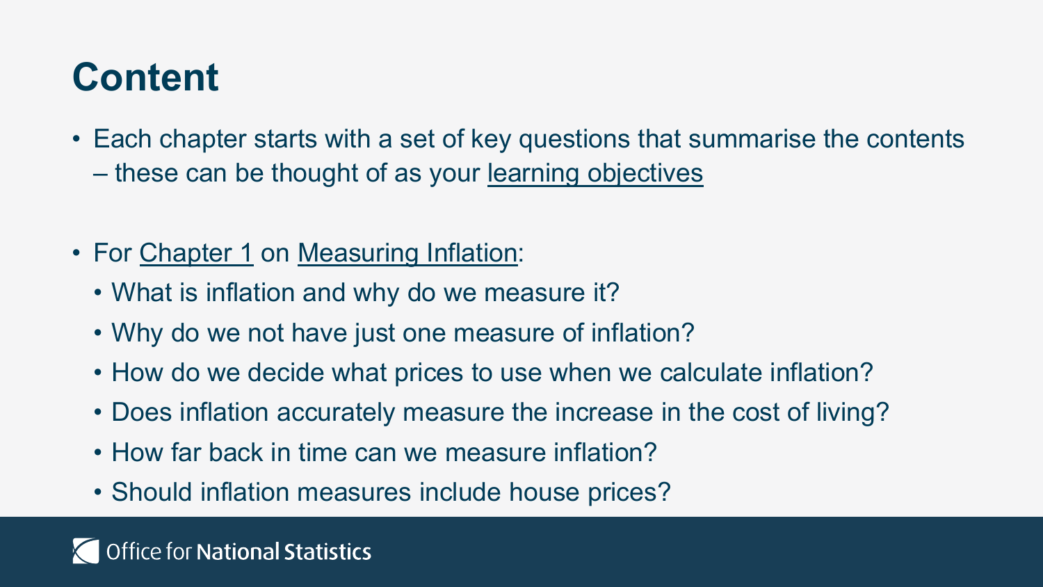# Content

- Each chapter starts with a set of key questions that summarise the contents – these can be thought of as your learning objectives

- For Chapter 1 on Measuring Inflation:
  - What is inflation and why do we measure it?
  - Why do we not have just one measure of inflation?
  - How do we decide what prices to use when we calculate inflation?
  - Does inflation accurately measure the increase in the cost of living?
  - How far back in time can we measure inflation?
  - Should inflation measures include house prices?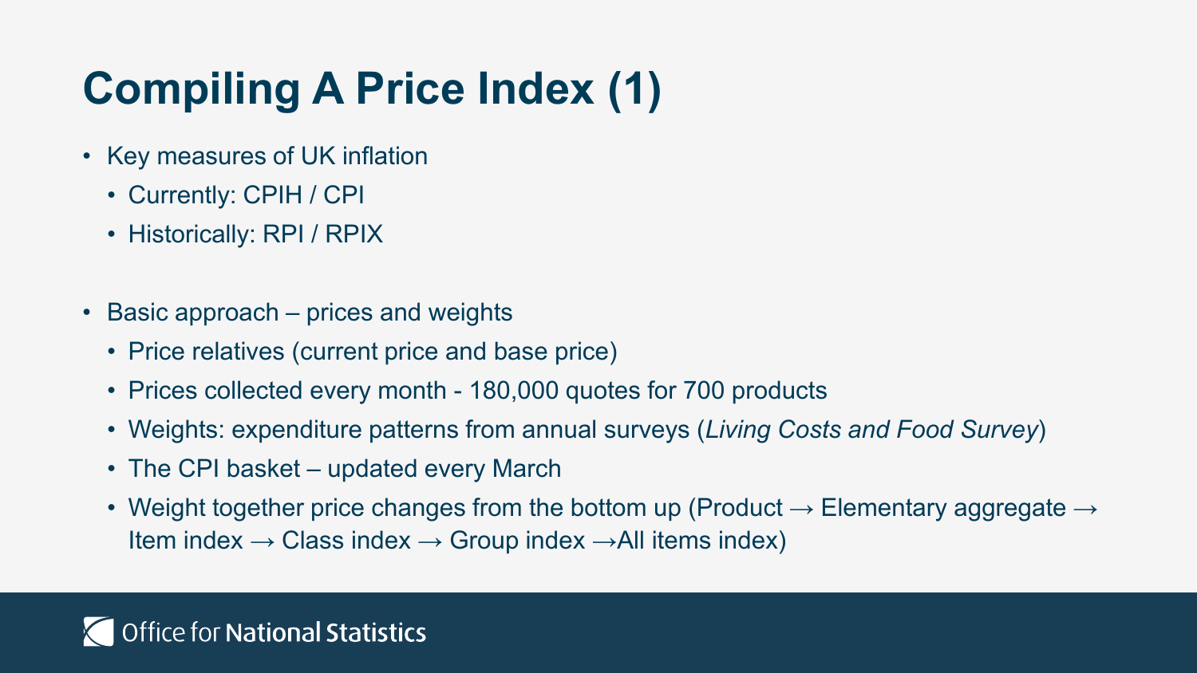# Compiling A Price Index (1)

- Key measures of UK inflation
  - Currently: CPIH / CPI
  - Historically: RPI / RPIX

- Basic approach – prices and weights
  - Price relatives (current price and base price)
  - Prices collected every month - 180,000 quotes for 700 products
  - Weights: expenditure patterns from annual surveys (*Living Costs and Food Survey*)
  - The CPI basket – updated every March
  - Weight together price changes from the bottom up (Product → Elementary aggregate → Item index → Class index → Group index →All items index)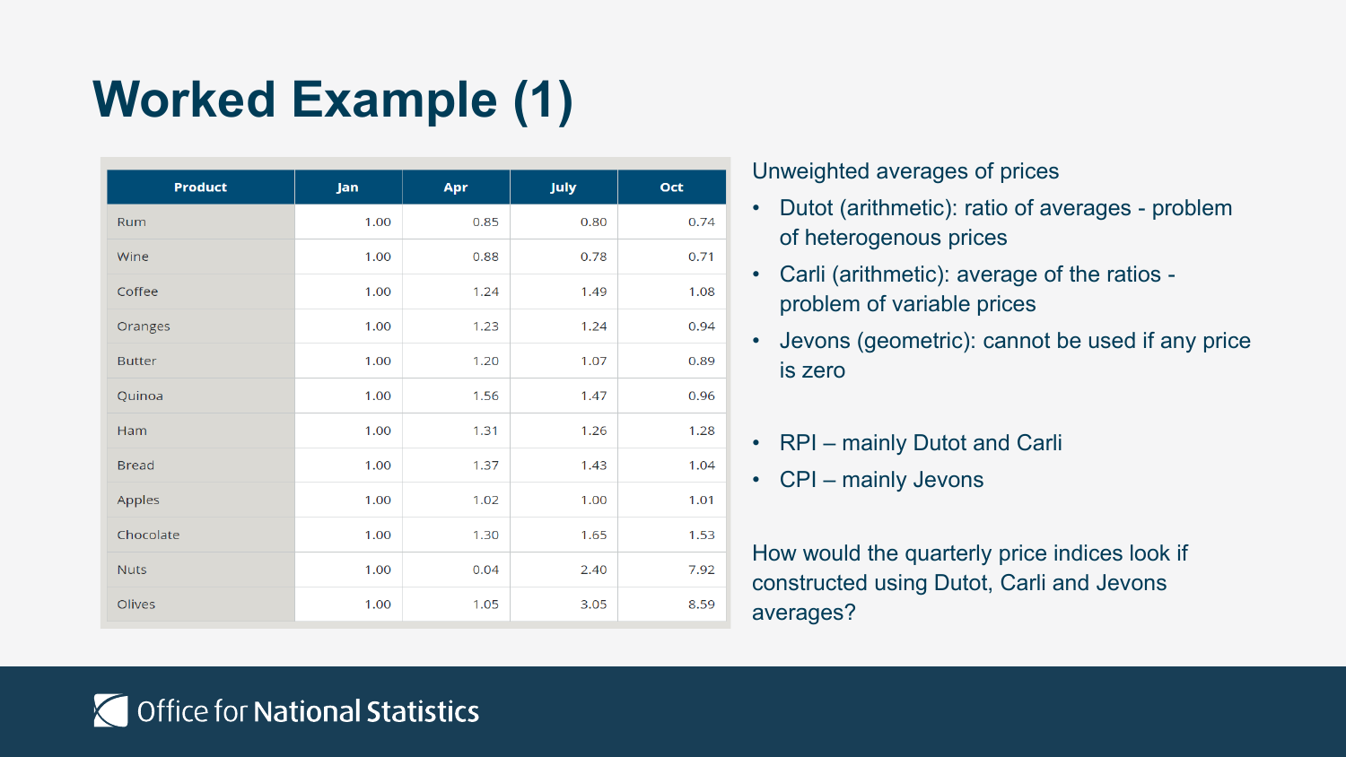# Worked Example (1)

| Product | Jan | Apr | July | Oct |
|---|---|---|---|---|
| Rum | 1.00 | 0.85 | 0.80 | 0.74 |
| Wine | 1.00 | 0.88 | 0.78 | 0.71 |
| Coffee | 1.00 | 1.24 | 1.49 | 1.08 |
| Oranges | 1.00 | 1.23 | 1.24 | 0.94 |
| Butter | 1.00 | 1.20 | 1.07 | 0.89 |
| Quinoa | 1.00 | 1.56 | 1.47 | 0.96 |
| Ham | 1.00 | 1.31 | 1.26 | 1.28 |
| Bread | 1.00 | 1.37 | 1.43 | 1.04 |
| Apples | 1.00 | 1.02 | 1.00 | 1.01 |
| Chocolate | 1.00 | 1.30 | 1.65 | 1.53 |
| Nuts | 1.00 | 0.04 | 2.40 | 7.92 |
| Olives | 1.00 | 1.05 | 3.05 | 8.59 |

Unweighted averages of prices

- Dutot (arithmetic): ratio of averages - problem of heterogenous prices
- Carli (arithmetic): average of the ratios - problem of variable prices
- Jevons (geometric): cannot be used if any price is zero

- RPI – mainly Dutot and Carli
- CPI – mainly Jevons

How would the quarterly price indices look if constructed using Dutot, Carli and Jevons averages?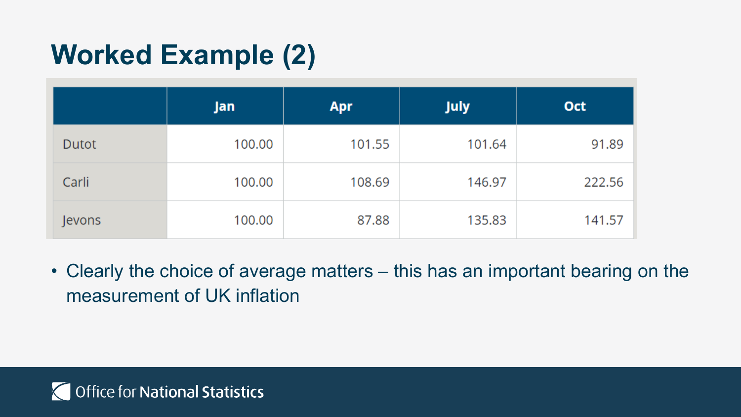# Worked Example (2)

| | Jan | Apr | July | Oct |
|---|---|---|---|---|
| Dutot | 100.00 | 101.55 | 101.64 | 91.89 |
| Carli | 100.00 | 108.69 | 146.97 | 222.56 |
| Jevons | 100.00 | 87.88 | 135.83 | 141.57 |

- Clearly the choice of average matters – this has an important bearing on the measurement of UK inflation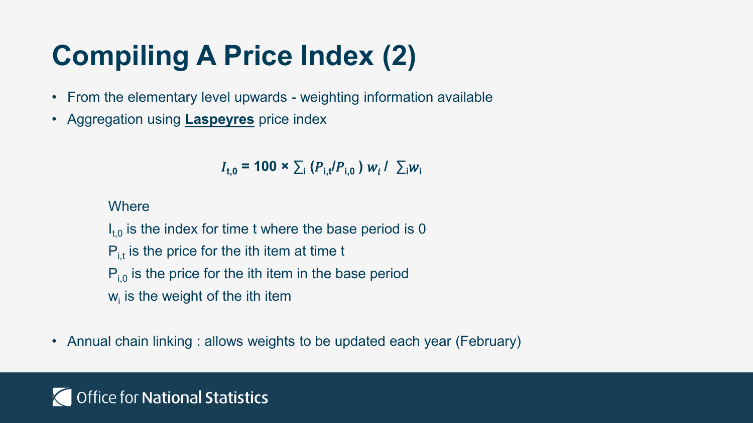# Compiling A Price Index (2)

- From the elementary level upwards - weighting information available
- Aggregation using **Laspeyres** price index

$$I_{t,0} = 100 \times \sum_i (P_{i,t}/P_{i,0})\, w_i \,/\, \sum_i w_i$$

Where

$I_{t,0}$ is the index for time t where the base period is 0

$P_{i,t}$ is the price for the ith item at time t

$P_{i,0}$ is the price for the ith item in the base period

$w_i$ is the weight of the ith item

- Annual chain linking : allows weights to be updated each year (February)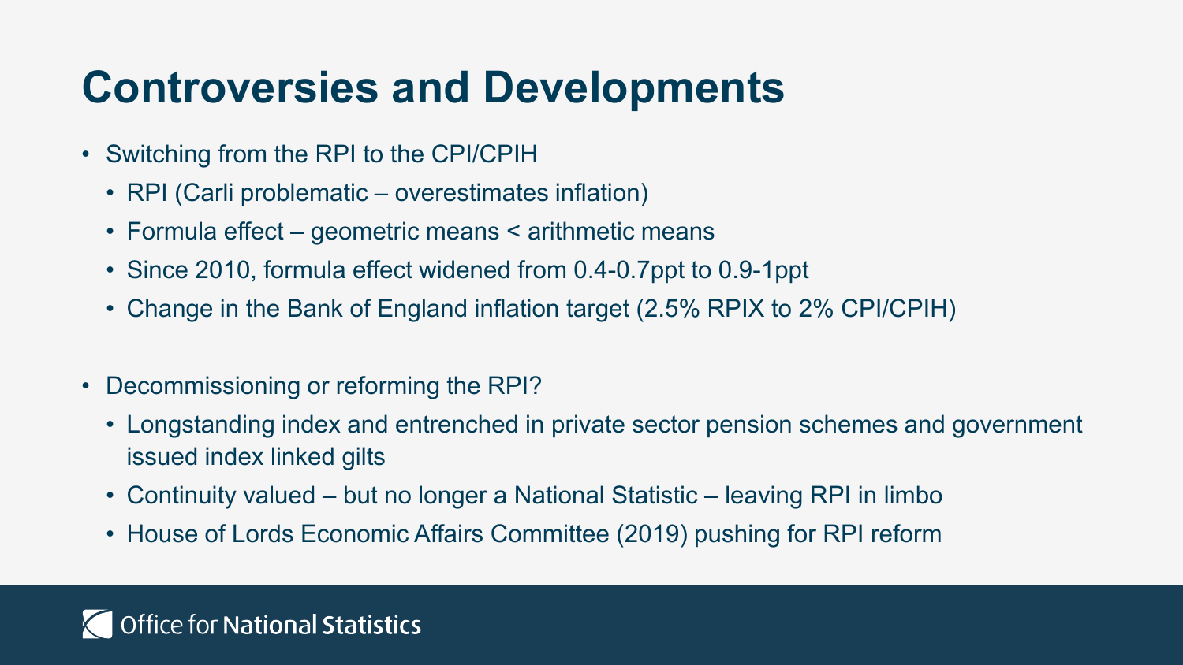# Controversies and Developments

- Switching from the RPI to the CPI/CPIH
  - RPI (Carli problematic – overestimates inflation)
  - Formula effect – geometric means < arithmetic means
  - Since 2010, formula effect widened from 0.4-0.7ppt to 0.9-1ppt
  - Change in the Bank of England inflation target (2.5% RPIX to 2% CPI/CPIH)
- Decommissioning or reforming the RPI?
  - Longstanding index and entrenched in private sector pension schemes and government issued index linked gilts
  - Continuity valued – but no longer a National Statistic – leaving RPI in limbo
  - House of Lords Economic Affairs Committee (2019) pushing for RPI reform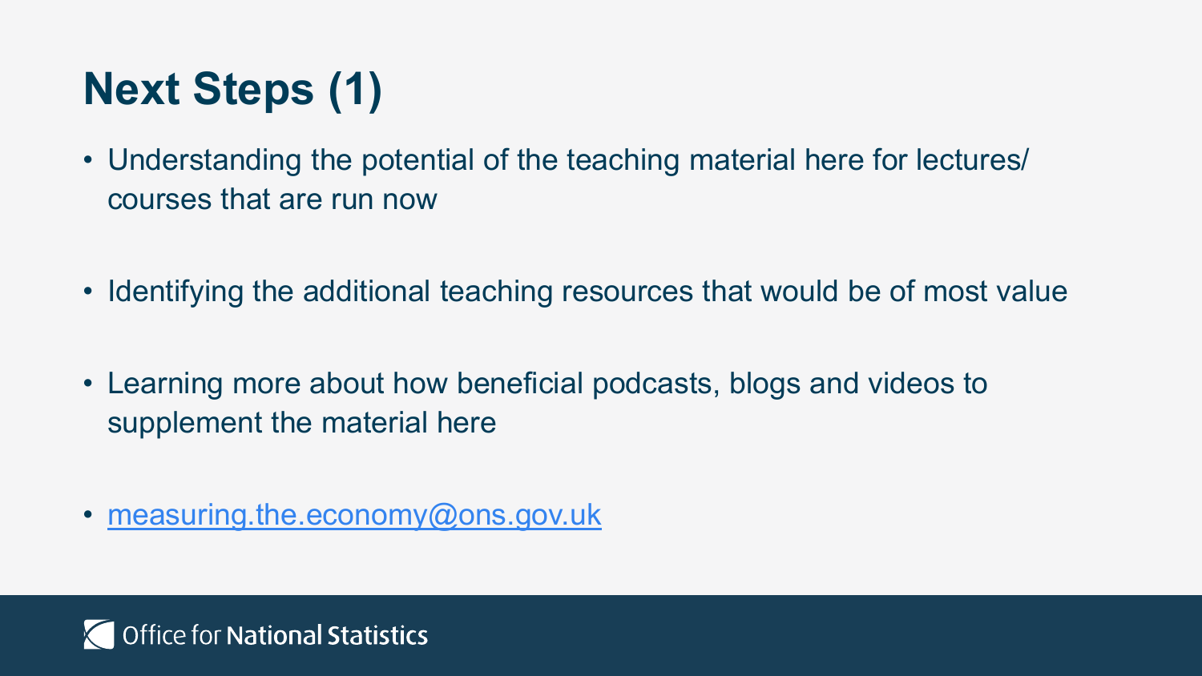# Next Steps (1)

- Understanding the potential of the teaching material here for lectures/ courses that are run now
- Identifying the additional teaching resources that would be of most value
- Learning more about how beneficial podcasts, blogs and videos to supplement the material here
- measuring.the.economy@ons.gov.uk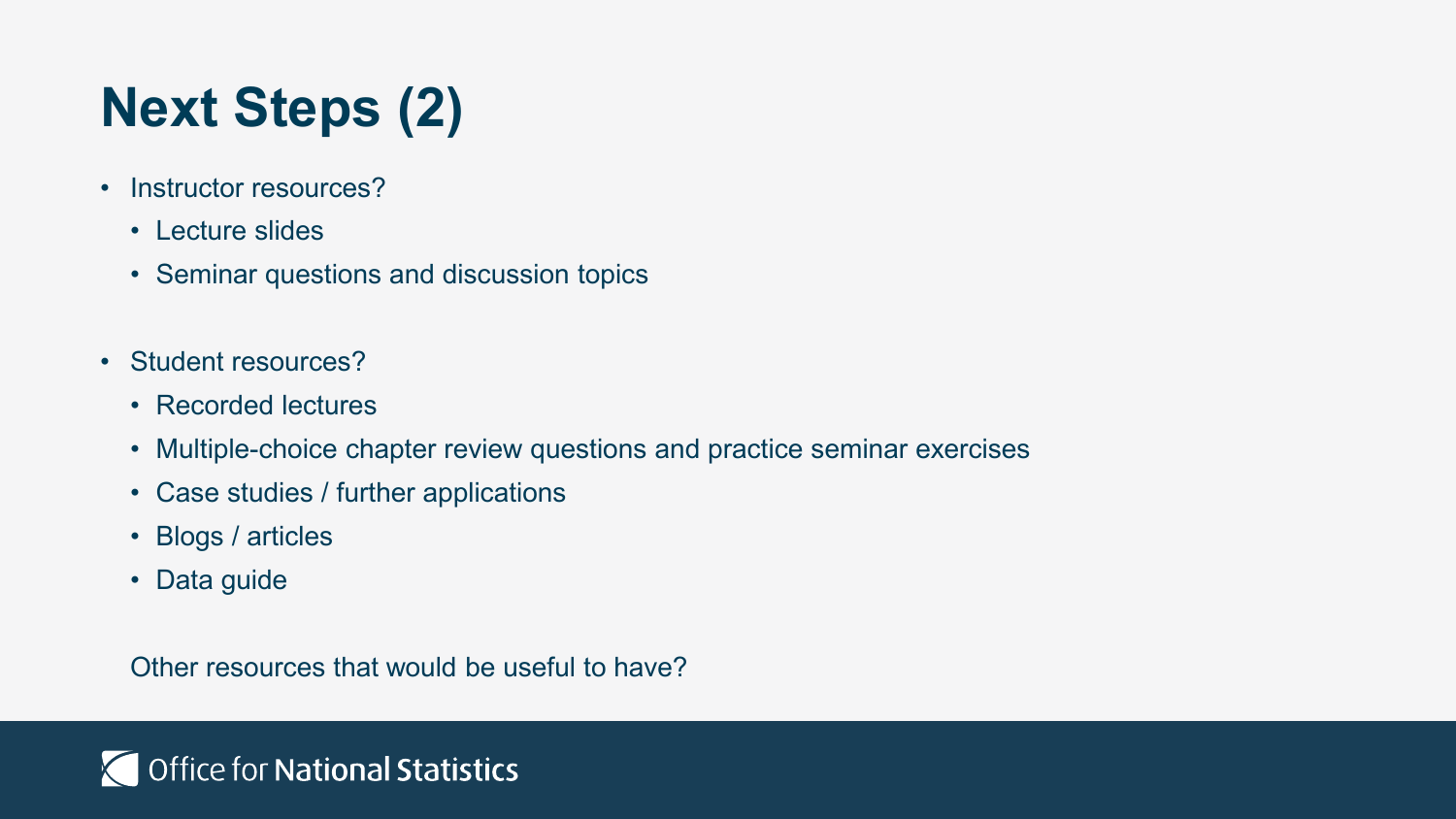# Next Steps (2)

- Instructor resources?
  - Lecture slides
  - Seminar questions and discussion topics

- Student resources?
  - Recorded lectures
  - Multiple-choice chapter review questions and practice seminar exercises
  - Case studies / further applications
  - Blogs / articles
  - Data guide

Other resources that would be useful to have?